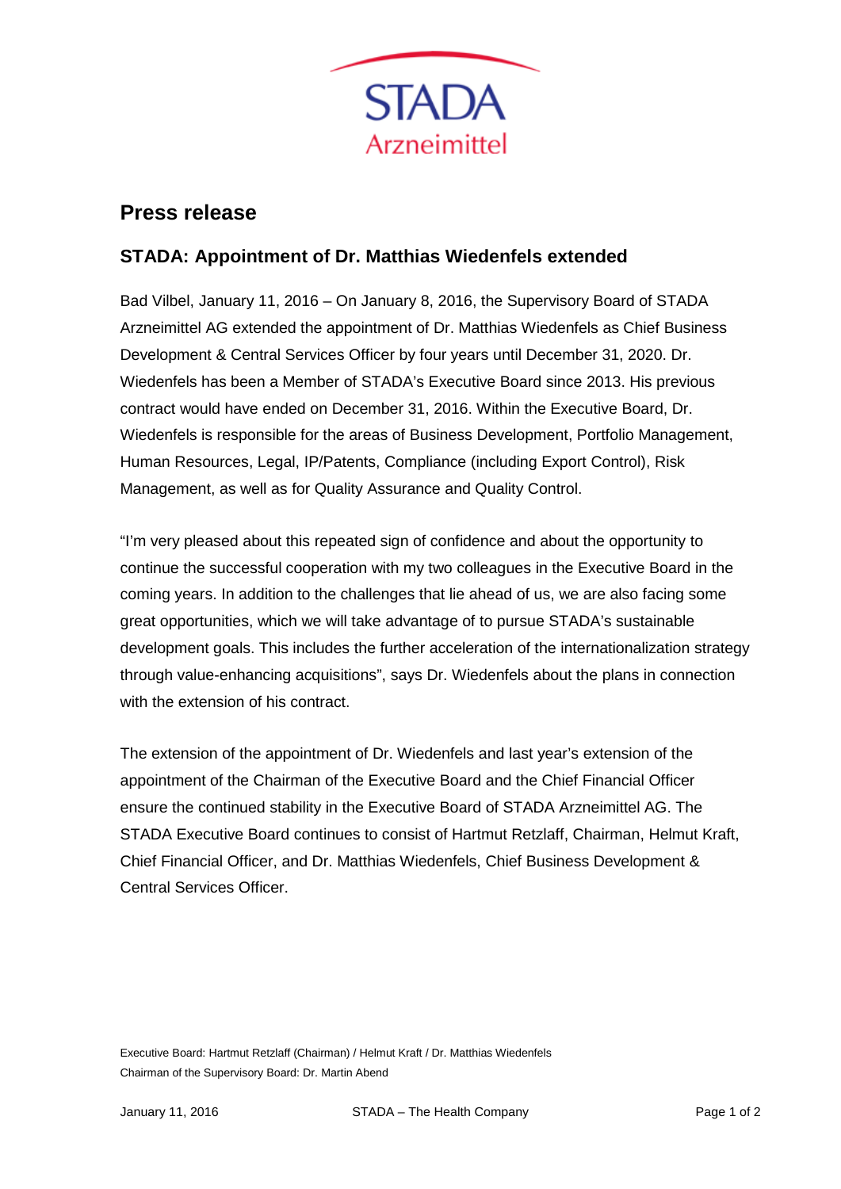# Press release

## STADA: Appointment of Dr. Matthias Wiedenfels extended

Bad Vilbel, January 11, 2016 – On January 8, 2016, the Supervisory Board of STADA Arzneimittel AG extended the appointment of Dr. Matthias Wiedenfels as Chief Business Development & Central Services Officer by four years until December 31, 2020. Dr. Wiedenfels has been a Member of STADA's Executive Board since 2013. His previous contract would have ended on December 31, 2016. Within the Executive Board, Dr. Wiedenfels is responsible for the areas of Business Development, Portfolio Management, Human Resources, Legal, IP/Patents, Compliance (including Export Control), Risk Management, as well as for Quality Assurance and Quality Control.

"I'm very pleased about this repeated sign of confidence and about the opportunity to continue the successful cooperation with my two colleagues in the Executive Board in the coming years. In addition to the challenges that lie ahead of us, we are also facing some great opportunities, which we will take advantage of to pursue STADA's sustainable development goals. This includes the further acceleration of the internationalization strategy through value-enhancing acquisitions", says Dr. Wiedenfels about the plans in connection with the extension of his contract.

The extension of the appointment of Dr. Wiedenfels and last year's extension of the appointment of the Chairman of the Executive Board and the Chief Financial Officer ensure the continued stability in the Executive Board of STADA Arzneimittel AG. The STADA Executive Board continues to consist of Hartmut Retzlaff, Chairman, Helmut Kraft, Chief Financial Officer, and Dr. Matthias Wiedenfels, Chief Business Development & Central Services Officer.

Executive Board: Hartmut Retzlaff (Chairman) / Helmut Kraft / Dr. Matthias Wiedenfels
Chairman of the Supervisory Board: Dr. Martin Abend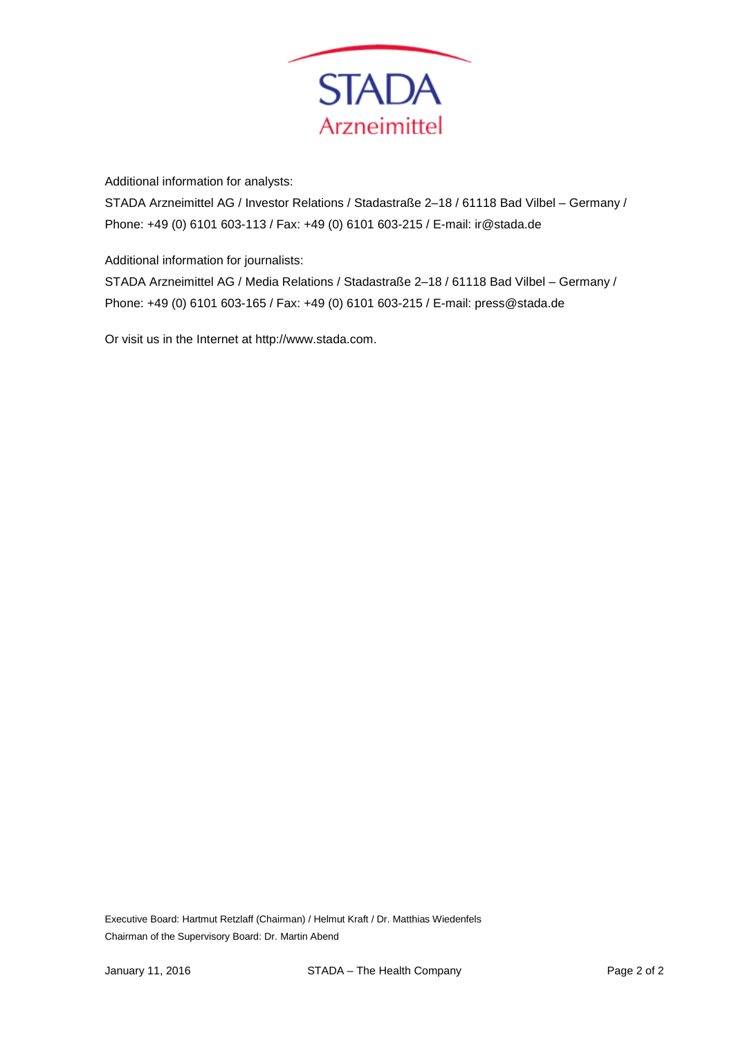STADA Arzneimittel

Additional information for analysts:

STADA Arzneimittel AG / Investor Relations / Stadastraße 2–18 / 61118 Bad Vilbel – Germany / Phone: +49 (0) 6101 603-113 / Fax: +49 (0) 6101 603-215 / E-mail: ir@stada.de

Additional information for journalists:

STADA Arzneimittel AG / Media Relations / Stadastraße 2–18 / 61118 Bad Vilbel – Germany / Phone: +49 (0) 6101 603-165 / Fax: +49 (0) 6101 603-215 / E-mail: press@stada.de

Or visit us in the Internet at http://www.stada.com.

Executive Board: Hartmut Retzlaff (Chairman) / Helmut Kraft / Dr. Matthias Wiedenfels

Chairman of the Supervisory Board: Dr. Martin Abend